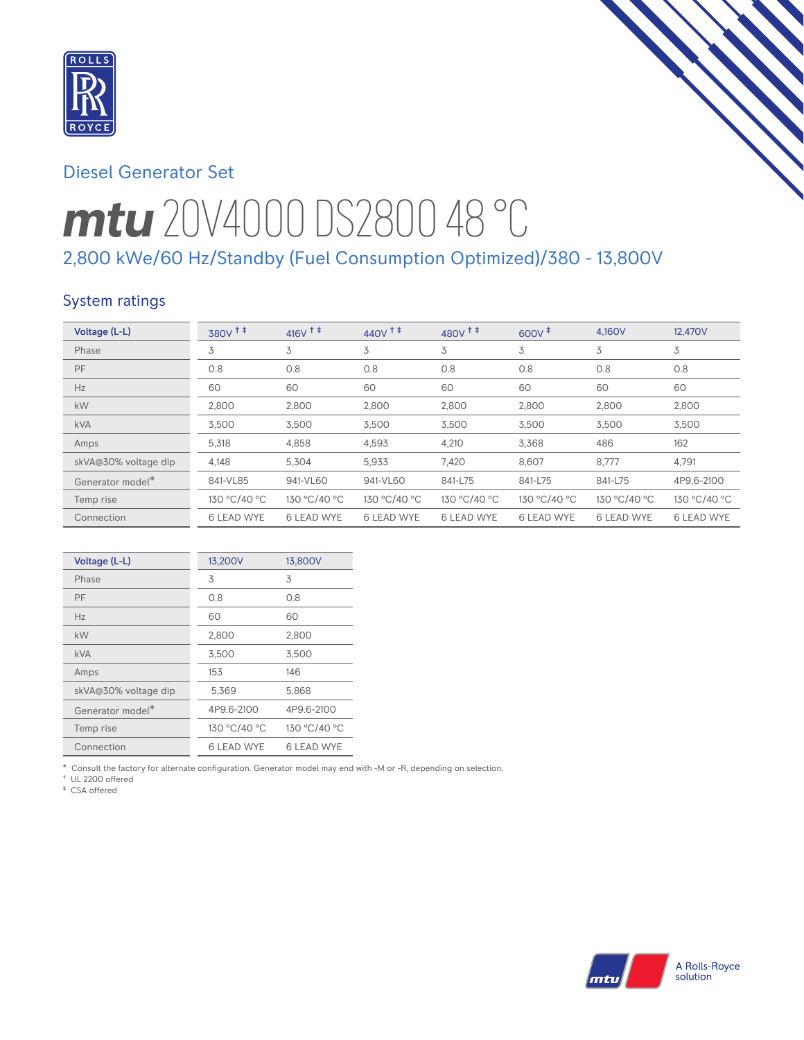Diesel Generator Set

# mtu 20V4000 DS2800 48 °C

## 2,800 kWe/60 Hz/Standby (Fuel Consumption Optimized)/380 - 13,800V

### System ratings

| Voltage (L-L) | 380V †‡ | 416V †‡ | 440V †‡ | 480V †‡ | 600V ‡ | 4,160V | 12,470V |
|---|---|---|---|---|---|---|---|
| Phase | 3 | 3 | 3 | 3 | 3 | 3 | 3 |
| PF | 0.8 | 0.8 | 0.8 | 0.8 | 0.8 | 0.8 | 0.8 |
| Hz | 60 | 60 | 60 | 60 | 60 | 60 | 60 |
| kW | 2,800 | 2,800 | 2,800 | 2,800 | 2,800 | 2,800 | 2,800 |
| kVA | 3,500 | 3,500 | 3,500 | 3,500 | 3,500 | 3,500 | 3,500 |
| Amps | 5,318 | 4,858 | 4,593 | 4,210 | 3,368 | 486 | 162 |
| skVA@30% voltage dip | 4,148 | 5,304 | 5,933 | 7,420 | 8,607 | 8,777 | 4,791 |
| Generator model* | 841-VL85 | 941-VL60 | 941-VL60 | 841-L75 | 841-L75 | 841-L75 | 4P9.6-2100 |
| Temp rise | 130 °C/40 °C | 130 °C/40 °C | 130 °C/40 °C | 130 °C/40 °C | 130 °C/40 °C | 130 °C/40 °C | 130 °C/40 °C |
| Connection | 6 LEAD WYE | 6 LEAD WYE | 6 LEAD WYE | 6 LEAD WYE | 6 LEAD WYE | 6 LEAD WYE | 6 LEAD WYE |

| Voltage (L-L) | 13,200V | 13,800V |
|---|---|---|
| Phase | 3 | 3 |
| PF | 0.8 | 0.8 |
| Hz | 60 | 60 |
| kW | 2,800 | 2,800 |
| kVA | 3,500 | 3,500 |
| Amps | 153 | 146 |
| skVA@30% voltage dip | 5,369 | 5,868 |
| Generator model* | 4P9.6-2100 | 4P9.6-2100 |
| Temp rise | 130 °C/40 °C | 130 °C/40 °C |
| Connection | 6 LEAD WYE | 6 LEAD WYE |

* Consult the factory for alternate configuration. Generator model may end with -M or -R, depending on selection.
† UL 2200 offered
‡ CSA offered

A Rolls-Royce solution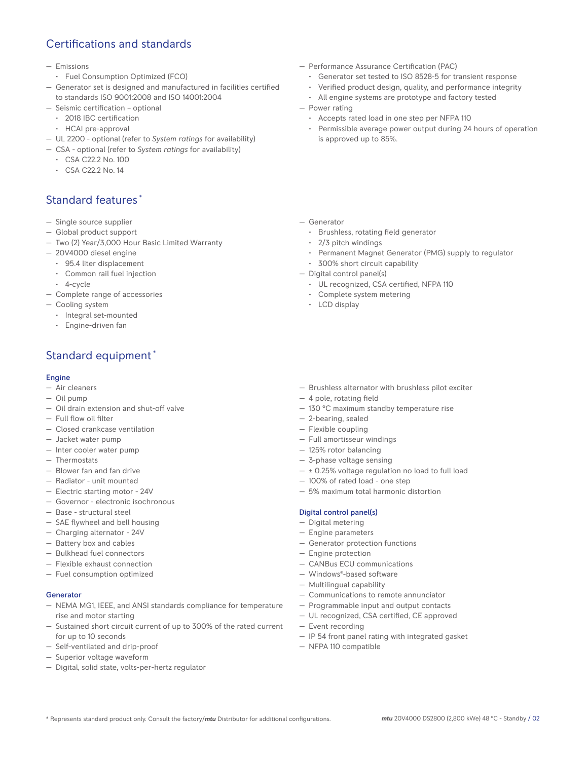## Certifications and standards

- Emissions
  - Fuel Consumption Optimized (FCO)
- Generator set is designed and manufactured in facilities certified to standards ISO 9001:2008 and ISO 14001:2004
- Seismic certification – optional
  - 2018 IBC certification
  - HCAI pre-approval
- UL 2200 - optional (refer to *System ratings* for availability)
- CSA - optional (refer to *System ratings* for availability)
  - CSA C22.2 No. 100
  - CSA C22.2 No. 14
- Performance Assurance Certification (PAC)
  - Generator set tested to ISO 8528-5 for transient response
  - Verified product design, quality, and performance integrity
  - All engine systems are prototype and factory tested
- Power rating
  - Accepts rated load in one step per NFPA 110
  - Permissible average power output during 24 hours of operation is approved up to 85%.

## Standard features *

- Single source supplier
- Global product support
- Two (2) Year/3,000 Hour Basic Limited Warranty
- 20V4000 diesel engine
  - 95.4 liter displacement
  - Common rail fuel injection
  - 4-cycle
- Complete range of accessories
- Cooling system
  - Integral set-mounted
  - Engine-driven fan
- Generator
  - Brushless, rotating field generator
  - 2/3 pitch windings
  - Permanent Magnet Generator (PMG) supply to regulator
  - 300% short circuit capability
- Digital control panel(s)
  - UL recognized, CSA certified, NFPA 110
  - Complete system metering
  - LCD display

## Standard equipment *

### Engine

- Air cleaners
- Oil pump
- Oil drain extension and shut-off valve
- Full flow oil filter
- Closed crankcase ventilation
- Jacket water pump
- Inter cooler water pump
- Thermostats
- Blower fan and fan drive
- Radiator - unit mounted
- Electric starting motor - 24V
- Governor - electronic isochronous
- Base - structural steel
- SAE flywheel and bell housing
- Charging alternator - 24V
- Battery box and cables
- Bulkhead fuel connectors
- Flexible exhaust connection
- Fuel consumption optimized

### Generator

- NEMA MG1, IEEE, and ANSI standards compliance for temperature rise and motor starting
- Sustained short circuit current of up to 300% of the rated current for up to 10 seconds
- Self-ventilated and drip-proof
- Superior voltage waveform
- Digital, solid state, volts-per-hertz regulator
- Brushless alternator with brushless pilot exciter
- 4 pole, rotating field
- 130 °C maximum standby temperature rise
- 2-bearing, sealed
- Flexible coupling
- Full amortisseur windings
- 125% rotor balancing
- 3-phase voltage sensing
- ± 0.25% voltage regulation no load to full load
- 100% of rated load - one step
- 5% maximum total harmonic distortion

### Digital control panel(s)

- Digital metering
- Engine parameters
- Generator protection functions
- Engine protection
- CANBus ECU communications
- Windows®-based software
- Multilingual capability
- Communications to remote annunciator
- Programmable input and output contacts
- UL recognized, CSA certified, CE approved
- Event recording
- IP 54 front panel rating with integrated gasket
- NFPA 110 compatible

* Represents standard product only. Consult the factory/*mtu* Distributor for additional configurations.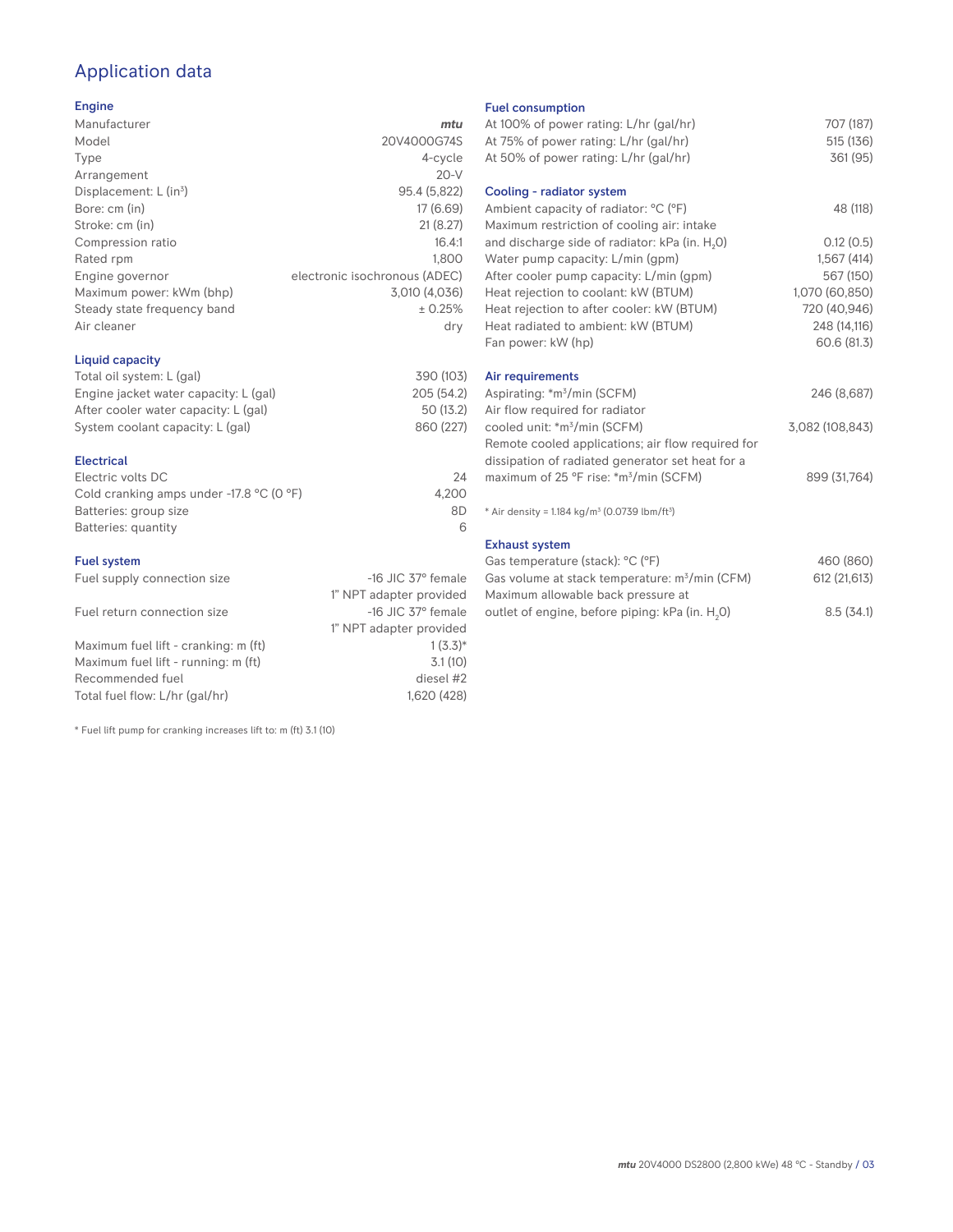# Application data

## Engine

| | |
|---|---|
| Manufacturer | *mtu* |
| Model | 20V4000G74S |
| Type | 4-cycle |
| Arrangement | 20-V |
| Displacement: L ($in^3$) | 95.4 (5,822) |
| Bore: cm (in) | 17 (6.69) |
| Stroke: cm (in) | 21 (8.27) |
| Compression ratio | 16.4:1 |
| Rated rpm | 1,800 |
| Engine governor | electronic isochronous (ADEC) |
| Maximum power: kWm (bhp) | 3,010 (4,036) |
| Steady state frequency band | ± 0.25% |
| Air cleaner | dry |

## Liquid capacity

| | |
|---|---|
| Total oil system: L (gal) | 390 (103) |
| Engine jacket water capacity: L (gal) | 205 (54.2) |
| After cooler water capacity: L (gal) | 50 (13.2) |
| System coolant capacity: L (gal) | 860 (227) |

## Electrical

| | |
|---|---|
| Electric volts DC | 24 |
| Cold cranking amps under -17.8 °C (0 °F) | 4,200 |
| Batteries: group size | 8D |
| Batteries: quantity | 6 |

## Fuel system

| | |
|---|---|
| Fuel supply connection size | -16 JIC 37° female<br>1" NPT adapter provided |
| Fuel return connection size | -16 JIC 37° female<br>1" NPT adapter provided |
| Maximum fuel lift - cranking: m (ft) | 1 (3.3)* |
| Maximum fuel lift - running: m (ft) | 3.1 (10) |
| Recommended fuel | diesel #2 |
| Total fuel flow: L/hr (gal/hr) | 1,620 (428) |

* Fuel lift pump for cranking increases lift to: m (ft) 3.1 (10)

## Fuel consumption

| | |
|---|---|
| At 100% of power rating: L/hr (gal/hr) | 707 (187) |
| At 75% of power rating: L/hr (gal/hr) | 515 (136) |
| At 50% of power rating: L/hr (gal/hr) | 361 (95) |

## Cooling - radiator system

| | |
|---|---|
| Ambient capacity of radiator: °C (°F) | 48 (118) |
| Maximum restriction of cooling air: intake and discharge side of radiator: kPa (in. $H_2O$) | 0.12 (0.5) |
| Water pump capacity: L/min (gpm) | 1,567 (414) |
| After cooler pump capacity: L/min (gpm) | 567 (150) |
| Heat rejection to coolant: kW (BTUM) | 1,070 (60,850) |
| Heat rejection to after cooler: kW (BTUM) | 720 (40,946) |
| Heat radiated to ambient: kW (BTUM) | 248 (14,116) |
| Fan power: kW (hp) | 60.6 (81.3) |

## Air requirements

| | |
|---|---|
| Aspirating: *$m^3$/min (SCFM) | 246 (8,687) |
| Air flow required for radiator cooled unit: *$m^3$/min (SCFM) | 3,082 (108,843) |
| Remote cooled applications; air flow required for dissipation of radiated generator set heat for a maximum of 25 °F rise: *$m^3$/min (SCFM) | 899 (31,764) |

* Air density = 1.184 kg/$m^3$ (0.0739 lbm/$ft^3$)

## Exhaust system

| | |
|---|---|
| Gas temperature (stack): °C (°F) | 460 (860) |
| Gas volume at stack temperature: $m^3$/min (CFM) | 612 (21,613) |
| Maximum allowable back pressure at outlet of engine, before piping: kPa (in. $H_2O$) | 8.5 (34.1) |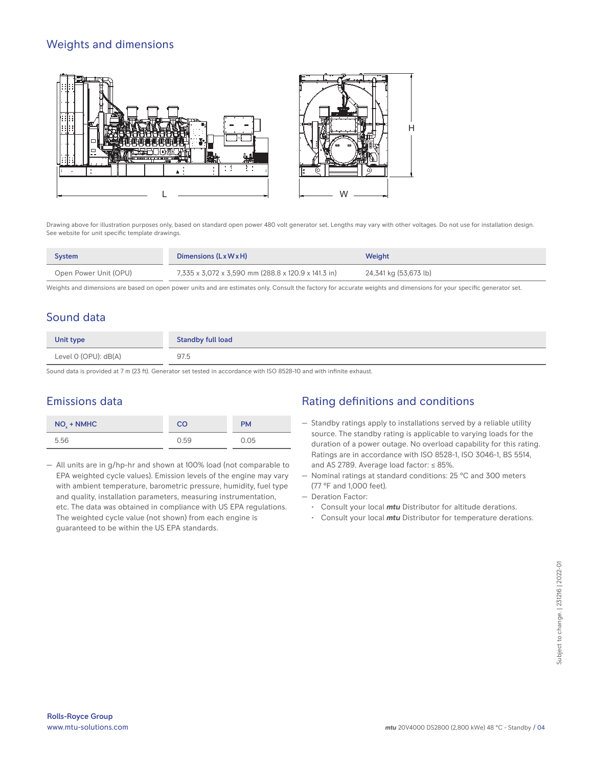## Weights and dimensions

L

W

H

Drawing above for illustration purposes only, based on standard open power 480 volt generator set. Lengths may vary with other voltages. Do not use for installation design. See website for unit specific template drawings.

| System | Dimensions (L x W x H) | Weight |
|---|---|---|
| Open Power Unit (OPU) | 7,335 x 3,072 x 3,590 mm (288.8 x 120.9 x 141.3 in) | 24,341 kg (53,673 lb) |

Weights and dimensions are based on open power units and are estimates only. Consult the factory for accurate weights and dimensions for your specific generator set.

## Sound data

| Unit type | Standby full load |
|---|---|
| Level 0 (OPU): dB(A) | 97.5 |

Sound data is provided at 7 m (23 ft). Generator set tested in accordance with ISO 8528-10 and with infinite exhaust.

## Emissions data

| $NO_x$ + NMHC | CO | PM |
|---|---|---|
| 5.56 | 0.59 | 0.05 |

— All units are in g/hp-hr and shown at 100% load (not comparable to EPA weighted cycle values). Emission levels of the engine may vary with ambient temperature, barometric pressure, humidity, fuel type and quality, installation parameters, measuring instrumentation, etc. The data was obtained in compliance with US EPA regulations. The weighted cycle value (not shown) from each engine is guaranteed to be within the US EPA standards.

## Rating definitions and conditions

— Standby ratings apply to installations served by a reliable utility source. The standby rating is applicable to varying loads for the duration of a power outage. No overload capability for this rating. Ratings are in accordance with ISO 8528-1, ISO 3046-1, BS 5514, and AS 2789. Average load factor: ≤ 85%.

— Nominal ratings at standard conditions: 25 °C and 300 meters (77 °F and 1,000 feet).

— Deration Factor:

- Consult your local ***mtu*** Distributor for altitude derations.
- Consult your local ***mtu*** Distributor for temperature derations.

Subject to change. | 231216 | 2022-01

Rolls-Royce Group
www.mtu-solutions.com